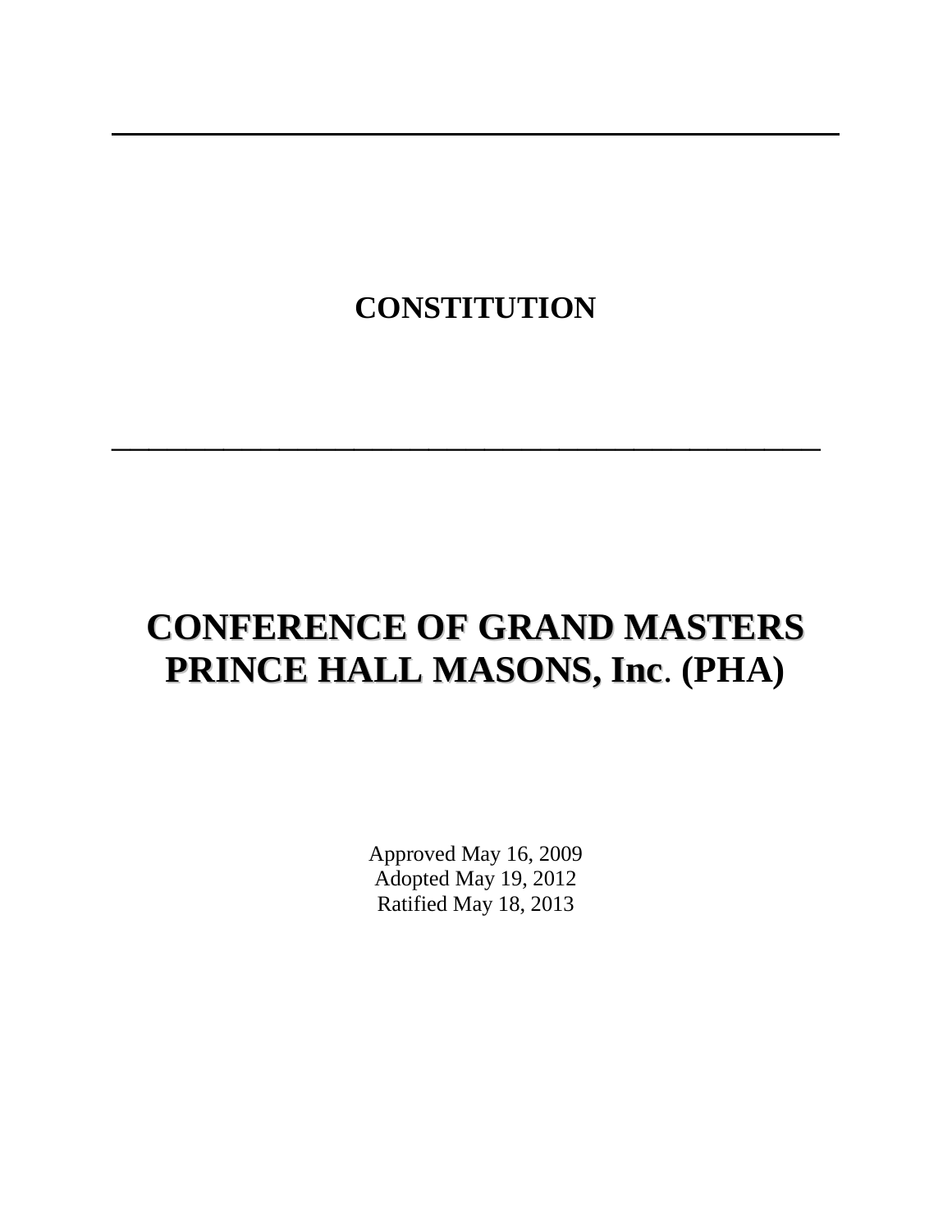# CONSTITUTION

---

# CONFERENCE OF GRAND MASTERS PRINCE HALL MASONS, Inc. (PHA)

Approved May 16, 2009
Adopted May 19, 2012
Ratified May 18, 2013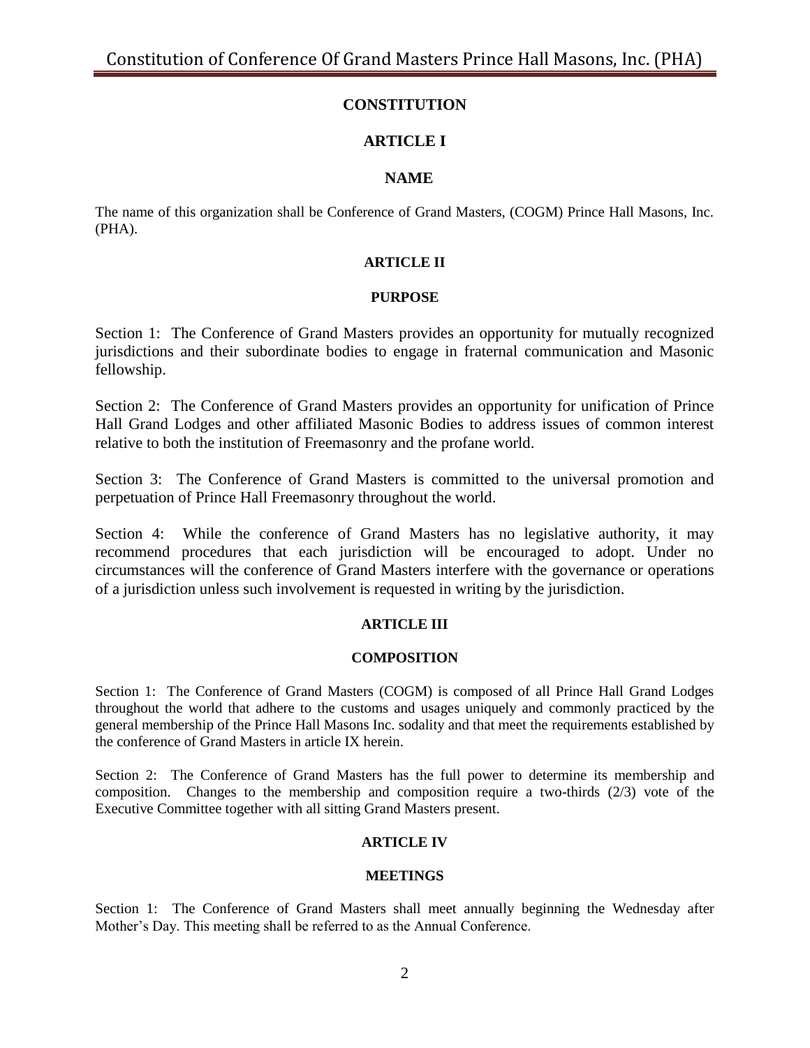# CONSTITUTION

## ARTICLE I

### NAME

The name of this organization shall be Conference of Grand Masters, (COGM) Prince Hall Masons, Inc. (PHA).

## ARTICLE II

### PURPOSE

Section 1: The Conference of Grand Masters provides an opportunity for mutually recognized jurisdictions and their subordinate bodies to engage in fraternal communication and Masonic fellowship.

Section 2: The Conference of Grand Masters provides an opportunity for unification of Prince Hall Grand Lodges and other affiliated Masonic Bodies to address issues of common interest relative to both the institution of Freemasonry and the profane world.

Section 3: The Conference of Grand Masters is committed to the universal promotion and perpetuation of Prince Hall Freemasonry throughout the world.

Section 4: While the conference of Grand Masters has no legislative authority, it may recommend procedures that each jurisdiction will be encouraged to adopt. Under no circumstances will the conference of Grand Masters interfere with the governance or operations of a jurisdiction unless such involvement is requested in writing by the jurisdiction.

## ARTICLE III

### COMPOSITION

Section 1: The Conference of Grand Masters (COGM) is composed of all Prince Hall Grand Lodges throughout the world that adhere to the customs and usages uniquely and commonly practiced by the general membership of the Prince Hall Masons Inc. sodality and that meet the requirements established by the conference of Grand Masters in article IX herein.

Section 2: The Conference of Grand Masters has the full power to determine its membership and composition. Changes to the membership and composition require a two-thirds (2/3) vote of the Executive Committee together with all sitting Grand Masters present.

## ARTICLE IV

### MEETINGS

Section 1: The Conference of Grand Masters shall meet annually beginning the Wednesday after Mother's Day. This meeting shall be referred to as the Annual Conference.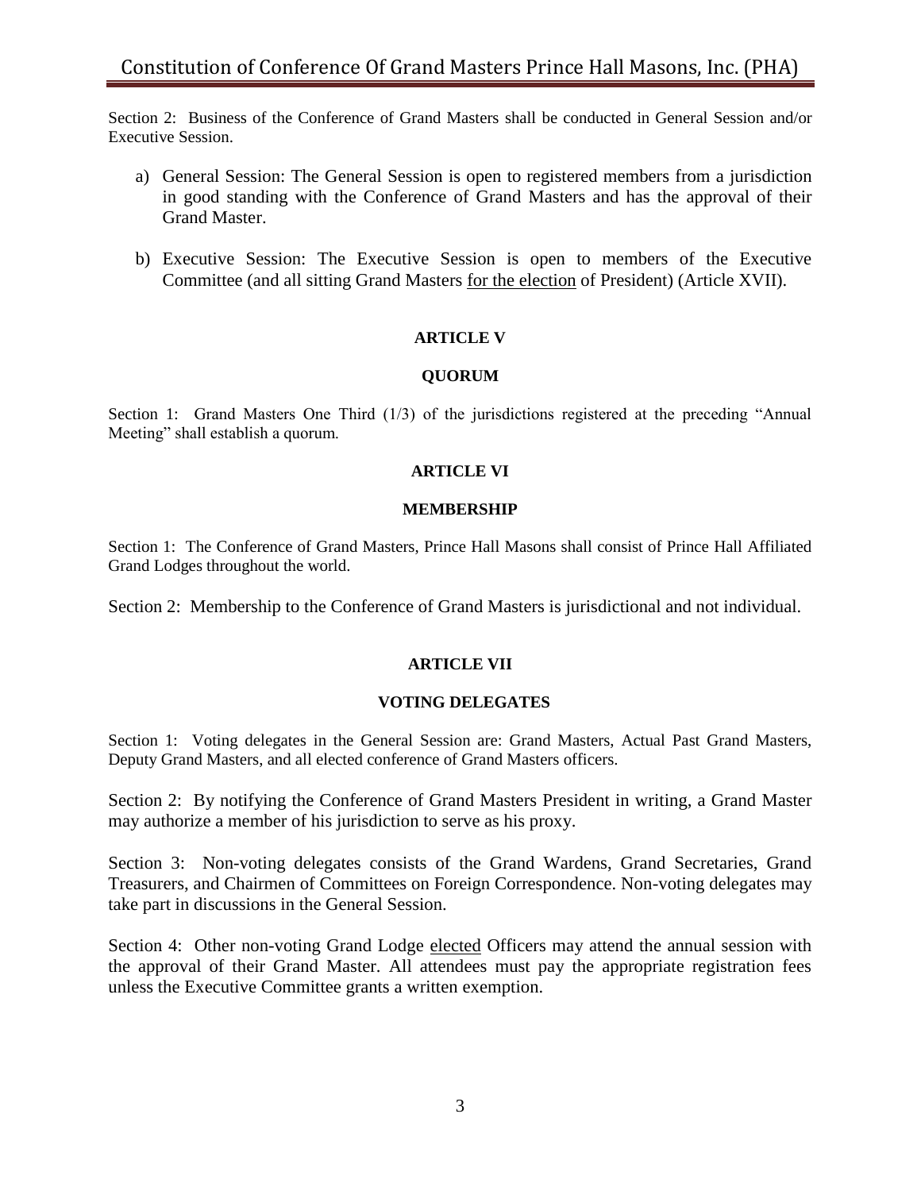Section 2: Business of the Conference of Grand Masters shall be conducted in General Session and/or Executive Session.

a) General Session: The General Session is open to registered members from a jurisdiction in good standing with the Conference of Grand Masters and has the approval of their Grand Master.

b) Executive Session: The Executive Session is open to members of the Executive Committee (and all sitting Grand Masters for the election of President) (Article XVII).

## ARTICLE V

### QUORUM

Section 1: Grand Masters One Third (1/3) of the jurisdictions registered at the preceding "Annual Meeting" shall establish a quorum.

## ARTICLE VI

### MEMBERSHIP

Section 1: The Conference of Grand Masters, Prince Hall Masons shall consist of Prince Hall Affiliated Grand Lodges throughout the world.

Section 2: Membership to the Conference of Grand Masters is jurisdictional and not individual.

## ARTICLE VII

### VOTING DELEGATES

Section 1: Voting delegates in the General Session are: Grand Masters, Actual Past Grand Masters, Deputy Grand Masters, and all elected conference of Grand Masters officers.

Section 2: By notifying the Conference of Grand Masters President in writing, a Grand Master may authorize a member of his jurisdiction to serve as his proxy.

Section 3: Non-voting delegates consists of the Grand Wardens, Grand Secretaries, Grand Treasurers, and Chairmen of Committees on Foreign Correspondence. Non-voting delegates may take part in discussions in the General Session.

Section 4: Other non-voting Grand Lodge elected Officers may attend the annual session with the approval of their Grand Master. All attendees must pay the appropriate registration fees unless the Executive Committee grants a written exemption.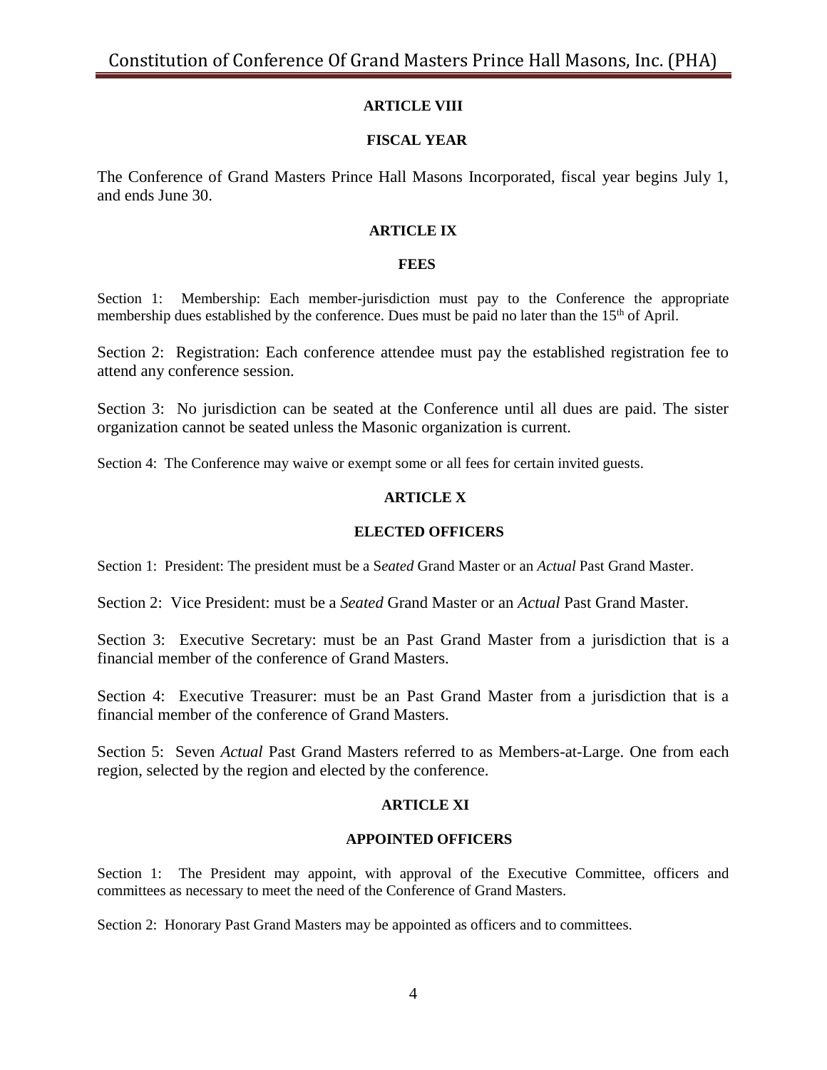## ARTICLE VIII

### FISCAL YEAR

The Conference of Grand Masters Prince Hall Masons Incorporated, fiscal year begins July 1, and ends June 30.

## ARTICLE IX

### FEES

Section 1: Membership: Each member-jurisdiction must pay to the Conference the appropriate membership dues established by the conference. Dues must be paid no later than the 15th of April.

Section 2: Registration: Each conference attendee must pay the established registration fee to attend any conference session.

Section 3: No jurisdiction can be seated at the Conference until all dues are paid. The sister organization cannot be seated unless the Masonic organization is current.

Section 4: The Conference may waive or exempt some or all fees for certain invited guests.

## ARTICLE X

### ELECTED OFFICERS

Section 1: President: The president must be a S*eated* Grand Master or an *Actual* Past Grand Master.

Section 2: Vice President: must be a *Seated* Grand Master or an *Actual* Past Grand Master.

Section 3: Executive Secretary: must be an Past Grand Master from a jurisdiction that is a financial member of the conference of Grand Masters.

Section 4: Executive Treasurer: must be an Past Grand Master from a jurisdiction that is a financial member of the conference of Grand Masters.

Section 5: Seven *Actual* Past Grand Masters referred to as Members-at-Large. One from each region, selected by the region and elected by the conference.

## ARTICLE XI

### APPOINTED OFFICERS

Section 1: The President may appoint, with approval of the Executive Committee, officers and committees as necessary to meet the need of the Conference of Grand Masters.

Section 2: Honorary Past Grand Masters may be appointed as officers and to committees.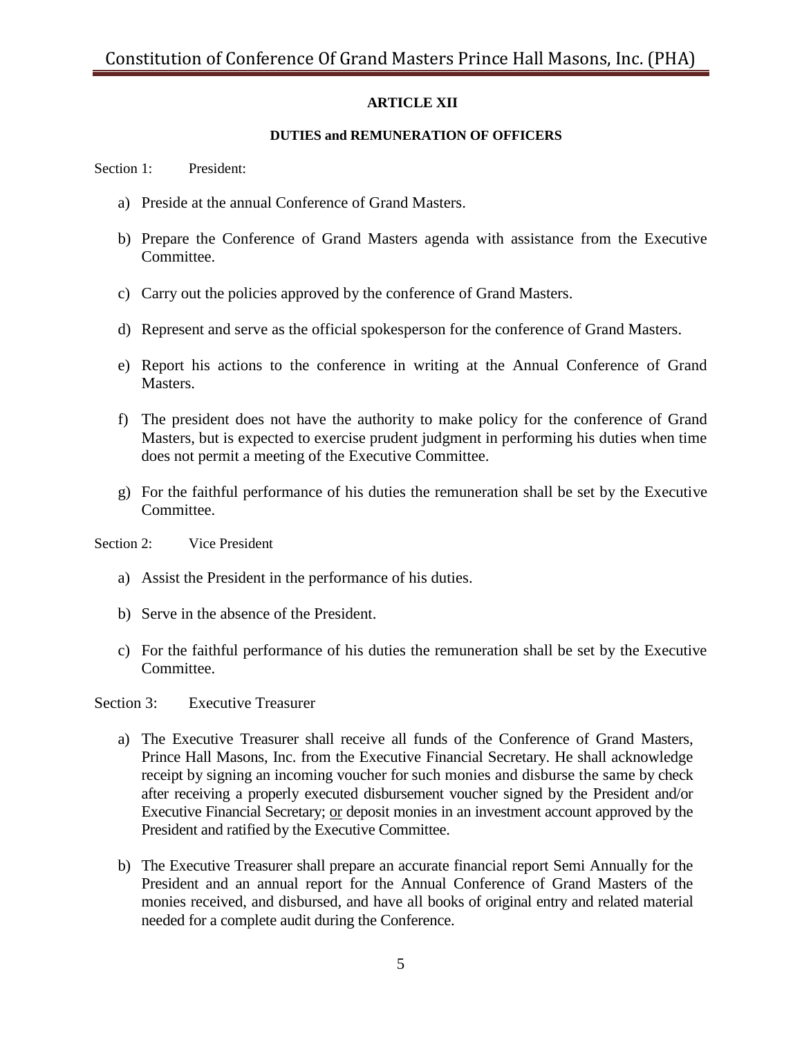## ARTICLE XII

### DUTIES and REMUNERATION OF OFFICERS

Section 1: President:

a) Preside at the annual Conference of Grand Masters.

b) Prepare the Conference of Grand Masters agenda with assistance from the Executive Committee.

c) Carry out the policies approved by the conference of Grand Masters.

d) Represent and serve as the official spokesperson for the conference of Grand Masters.

e) Report his actions to the conference in writing at the Annual Conference of Grand Masters.

f) The president does not have the authority to make policy for the conference of Grand Masters, but is expected to exercise prudent judgment in performing his duties when time does not permit a meeting of the Executive Committee.

g) For the faithful performance of his duties the remuneration shall be set by the Executive Committee.

Section 2: Vice President

a) Assist the President in the performance of his duties.

b) Serve in the absence of the President.

c) For the faithful performance of his duties the remuneration shall be set by the Executive Committee.

Section 3: Executive Treasurer

a) The Executive Treasurer shall receive all funds of the Conference of Grand Masters, Prince Hall Masons, Inc. from the Executive Financial Secretary. He shall acknowledge receipt by signing an incoming voucher for such monies and disburse the same by check after receiving a properly executed disbursement voucher signed by the President and/or Executive Financial Secretary; or deposit monies in an investment account approved by the President and ratified by the Executive Committee.

b) The Executive Treasurer shall prepare an accurate financial report Semi Annually for the President and an annual report for the Annual Conference of Grand Masters of the monies received, and disbursed, and have all books of original entry and related material needed for a complete audit during the Conference.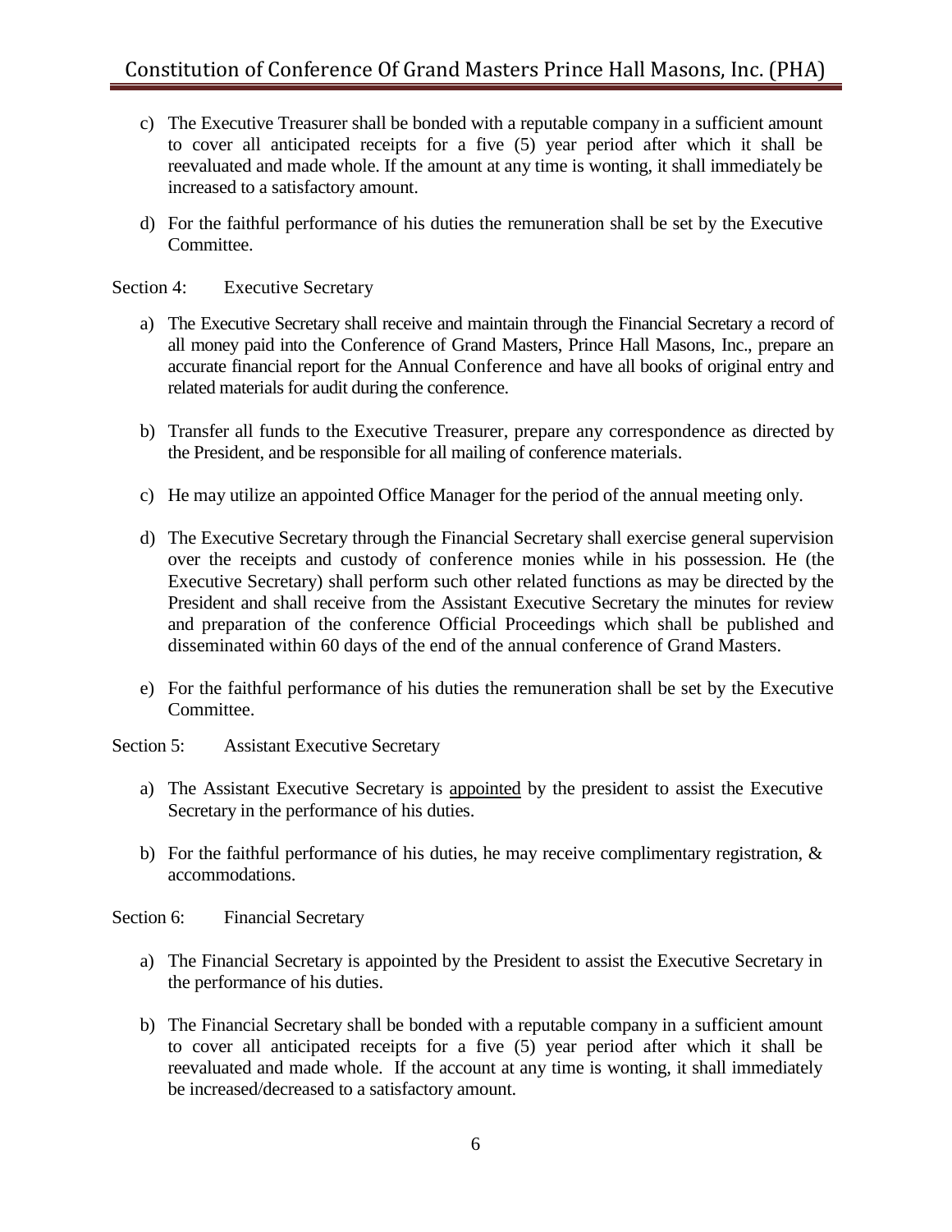c) The Executive Treasurer shall be bonded with a reputable company in a sufficient amount to cover all anticipated receipts for a five (5) year period after which it shall be reevaluated and made whole. If the amount at any time is wonting, it shall immediately be increased to a satisfactory amount.

d) For the faithful performance of his duties the remuneration shall be set by the Executive Committee.

Section 4: Executive Secretary

a) The Executive Secretary shall receive and maintain through the Financial Secretary a record of all money paid into the Conference of Grand Masters, Prince Hall Masons, Inc., prepare an accurate financial report for the Annual Conference and have all books of original entry and related materials for audit during the conference.

b) Transfer all funds to the Executive Treasurer, prepare any correspondence as directed by the President, and be responsible for all mailing of conference materials.

c) He may utilize an appointed Office Manager for the period of the annual meeting only.

d) The Executive Secretary through the Financial Secretary shall exercise general supervision over the receipts and custody of conference monies while in his possession. He (the Executive Secretary) shall perform such other related functions as may be directed by the President and shall receive from the Assistant Executive Secretary the minutes for review and preparation of the conference Official Proceedings which shall be published and disseminated within 60 days of the end of the annual conference of Grand Masters.

e) For the faithful performance of his duties the remuneration shall be set by the Executive Committee.

Section 5: Assistant Executive Secretary

a) The Assistant Executive Secretary is appointed by the president to assist the Executive Secretary in the performance of his duties.

b) For the faithful performance of his duties, he may receive complimentary registration, & accommodations.

Section 6: Financial Secretary

a) The Financial Secretary is appointed by the President to assist the Executive Secretary in the performance of his duties.

b) The Financial Secretary shall be bonded with a reputable company in a sufficient amount to cover all anticipated receipts for a five (5) year period after which it shall be reevaluated and made whole. If the account at any time is wonting, it shall immediately be increased/decreased to a satisfactory amount.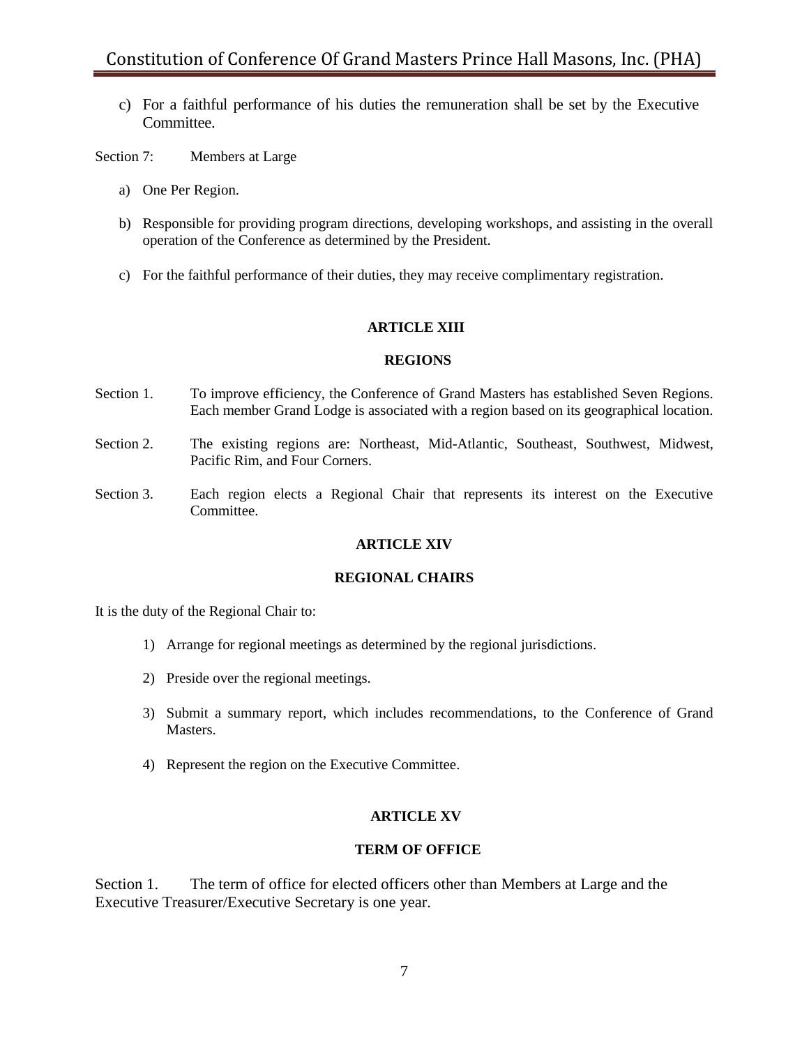c) For a faithful performance of his duties the remuneration shall be set by the Executive Committee.

Section 7: Members at Large

a) One Per Region.

b) Responsible for providing program directions, developing workshops, and assisting in the overall operation of the Conference as determined by the President.

c) For the faithful performance of their duties, they may receive complimentary registration.

## ARTICLE XIII

## REGIONS

Section 1. To improve efficiency, the Conference of Grand Masters has established Seven Regions. Each member Grand Lodge is associated with a region based on its geographical location.

Section 2. The existing regions are: Northeast, Mid-Atlantic, Southeast, Southwest, Midwest, Pacific Rim, and Four Corners.

Section 3. Each region elects a Regional Chair that represents its interest on the Executive Committee.

## ARTICLE XIV

## REGIONAL CHAIRS

It is the duty of the Regional Chair to:

1) Arrange for regional meetings as determined by the regional jurisdictions.

2) Preside over the regional meetings.

3) Submit a summary report, which includes recommendations, to the Conference of Grand Masters.

4) Represent the region on the Executive Committee.

## ARTICLE XV

## TERM OF OFFICE

Section 1. The term of office for elected officers other than Members at Large and the Executive Treasurer/Executive Secretary is one year.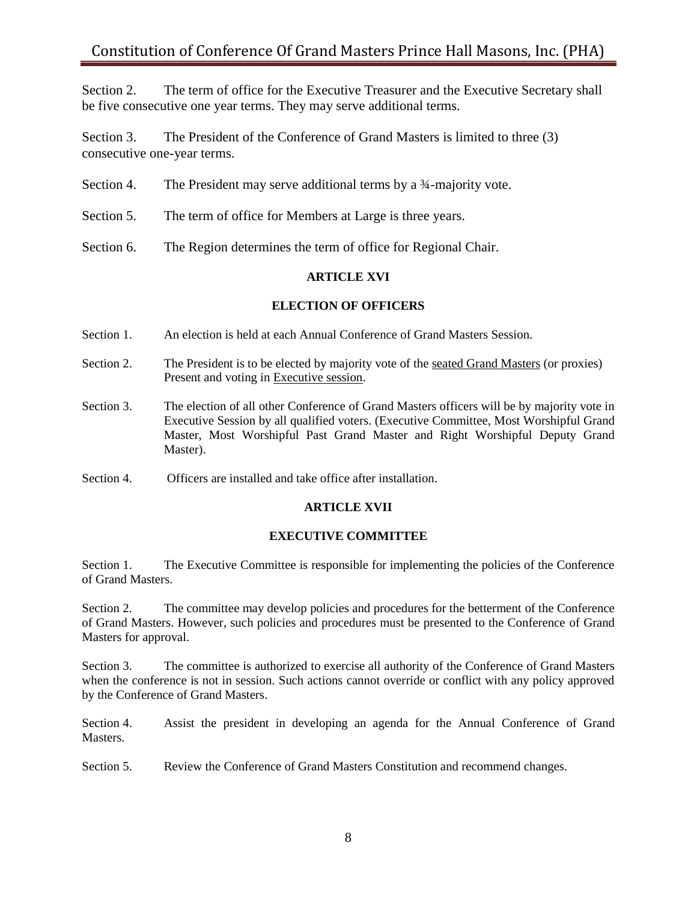Section 2. The term of office for the Executive Treasurer and the Executive Secretary shall be five consecutive one year terms. They may serve additional terms.

Section 3. The President of the Conference of Grand Masters is limited to three (3) consecutive one-year terms.

Section 4. The President may serve additional terms by a ¾-majority vote.

Section 5. The term of office for Members at Large is three years.

Section 6. The Region determines the term of office for Regional Chair.

**ARTICLE XVI**

**ELECTION OF OFFICERS**

Section 1. An election is held at each Annual Conference of Grand Masters Session.

Section 2. The President is to be elected by majority vote of the seated Grand Masters (or proxies) Present and voting in Executive session.

Section 3. The election of all other Conference of Grand Masters officers will be by majority vote in Executive Session by all qualified voters. (Executive Committee, Most Worshipful Grand Master, Most Worshipful Past Grand Master and Right Worshipful Deputy Grand Master).

Section 4. Officers are installed and take office after installation.

**ARTICLE XVII**

**EXECUTIVE COMMITTEE**

Section 1. The Executive Committee is responsible for implementing the policies of the Conference of Grand Masters.

Section 2. The committee may develop policies and procedures for the betterment of the Conference of Grand Masters. However, such policies and procedures must be presented to the Conference of Grand Masters for approval.

Section 3. The committee is authorized to exercise all authority of the Conference of Grand Masters when the conference is not in session. Such actions cannot override or conflict with any policy approved by the Conference of Grand Masters.

Section 4. Assist the president in developing an agenda for the Annual Conference of Grand Masters.

Section 5. Review the Conference of Grand Masters Constitution and recommend changes.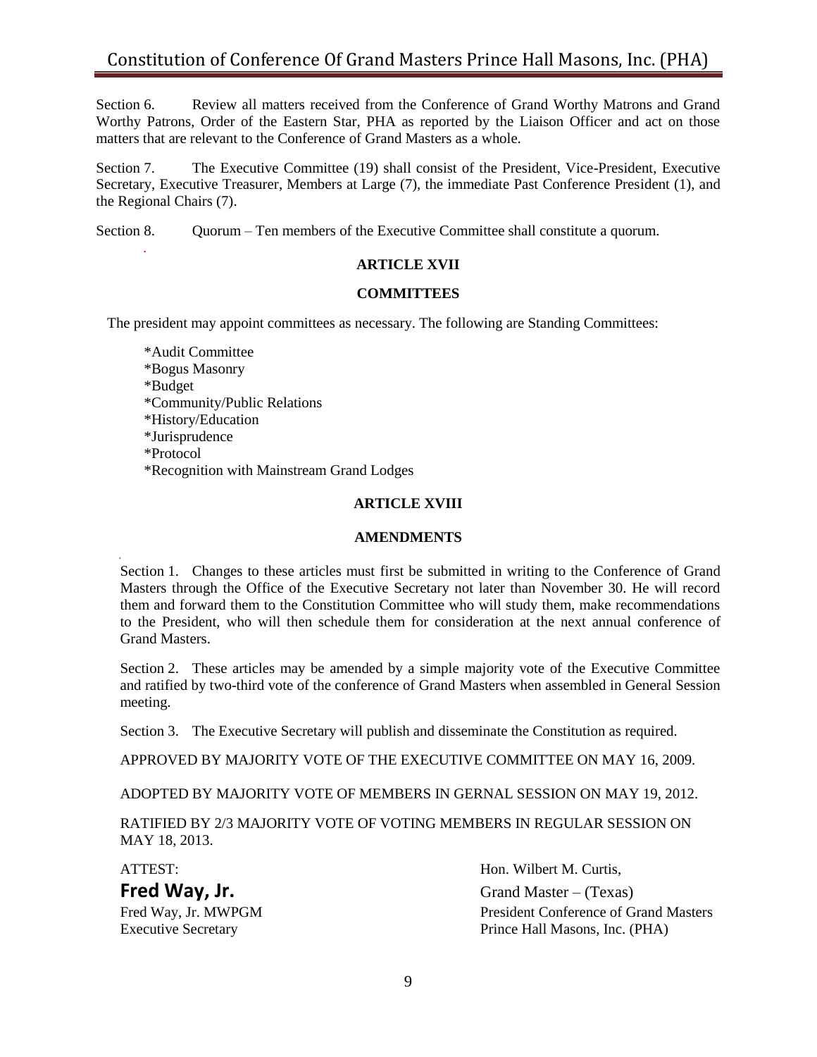Section 6. Review all matters received from the Conference of Grand Worthy Matrons and Grand Worthy Patrons, Order of the Eastern Star, PHA as reported by the Liaison Officer and act on those matters that are relevant to the Conference of Grand Masters as a whole.

Section 7. The Executive Committee (19) shall consist of the President, Vice-President, Executive Secretary, Executive Treasurer, Members at Large (7), the immediate Past Conference President (1), and the Regional Chairs (7).

Section 8. Quorum – Ten members of the Executive Committee shall constitute a quorum.

## ARTICLE XVII

## COMMITTEES

The president may appoint committees as necessary. The following are Standing Committees:

*Audit Committee
*Bogus Masonry
*Budget
*Community/Public Relations
*History/Education
*Jurisprudence
*Protocol
*Recognition with Mainstream Grand Lodges

## ARTICLE XVIII

## AMENDMENTS

Section 1. Changes to these articles must first be submitted in writing to the Conference of Grand Masters through the Office of the Executive Secretary not later than November 30. He will record them and forward them to the Constitution Committee who will study them, make recommendations to the President, who will then schedule them for consideration at the next annual conference of Grand Masters.

Section 2. These articles may be amended by a simple majority vote of the Executive Committee and ratified by two-third vote of the conference of Grand Masters when assembled in General Session meeting.

Section 3. The Executive Secretary will publish and disseminate the Constitution as required.

APPROVED BY MAJORITY VOTE OF THE EXECUTIVE COMMITTEE ON MAY 16, 2009.

ADOPTED BY MAJORITY VOTE OF MEMBERS IN GERNAL SESSION ON MAY 19, 2012.

RATIFIED BY 2/3 MAJORITY VOTE OF VOTING MEMBERS IN REGULAR SESSION ON MAY 18, 2013.

ATTEST:

**Fred Way, Jr.**

Fred Way, Jr. MWPGM
Executive Secretary

Hon. Wilbert M. Curtis,
Grand Master – (Texas)
President Conference of Grand Masters
Prince Hall Masons, Inc. (PHA)